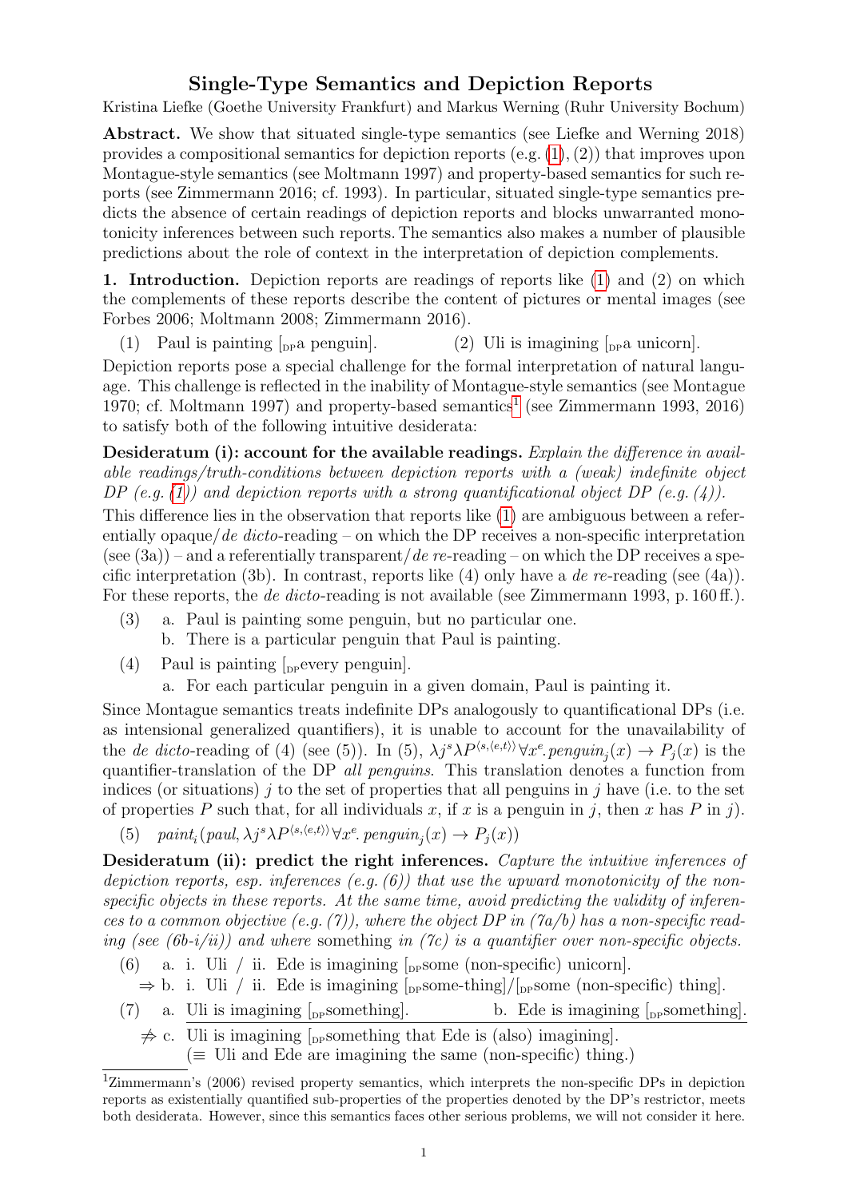# Single-Type Semantics and Depiction Reports

Kristina Liefke (Goethe University Frankfurt) and Markus Werning (Ruhr University Bochum)

**Abstract.** We show that situated single-type semantics (see Liefke and Werning 2018) provides a compositional semantics for depiction reports (e.g. (1), (2)) that improves upon Montague-style semantics (see Moltmann 1997) and property-based semantics for such reports (see Zimmermann 2016; cf. 1993). In particular, situated single-type semantics predicts the absence of certain readings of depiction reports and blocks unwarranted monotonicity inferences between such reports. The semantics also makes a number of plausible predictions about the role of context in the interpretation of depiction complements.

**1. Introduction.** Depiction reports are readings of reports like (1) and (2) on which the complements of these reports describe the content of pictures or mental images (see Forbes 2006; Moltmann 2008; Zimmermann 2016).

(1) Paul is painting [$_{\text{DP}}$a penguin]. (2) Uli is imagining [$_{\text{DP}}$a unicorn].

Depiction reports pose a special challenge for the formal interpretation of natural language. This challenge is reflected in the inability of Montague-style semantics (see Montague 1970; cf. Moltmann 1997) and property-based semantics[1] (see Zimmermann 1993, 2016) to satisfy both of the following intuitive desiderata:

**Desideratum (i): account for the available readings.** *Explain the difference in available readings/truth-conditions between depiction reports with a (weak) indefinite object DP (e.g. (1)) and depiction reports with a strong quantificational object DP (e.g. (4)).*

This difference lies in the observation that reports like (1) are ambiguous between a referentially opaque/*de dicto*-reading – on which the DP receives a non-specific interpretation (see (3a)) – and a referentially transparent/*de re*-reading – on which the DP receives a specific interpretation (3b). In contrast, reports like (4) only have a *de re*-reading (see (4a)). For these reports, the *de dicto*-reading is not available (see Zimmermann 1993, p. 160 ff.).

(3) a. Paul is painting some penguin, but no particular one.
 b. There is a particular penguin that Paul is painting.

(4) Paul is painting [$_{\text{DP}}$every penguin].
 a. For each particular penguin in a given domain, Paul is painting it.

Since Montague semantics treats indefinite DPs analogously to quantificational DPs (i.e. as intensional generalized quantifiers), it is unable to account for the unavailability of the *de dicto*-reading of (4) (see (5)). In (5), $\lambda j^s \lambda P^{\langle s,\langle e,t\rangle\rangle} \forall x^e.\, penguin_j(x) \to P_j(x)$ is the quantifier-translation of the DP *all penguins*. This translation denotes a function from indices (or situations) $j$ to the set of properties that all penguins in $j$ have (i.e. to the set of properties $P$ such that, for all individuals $x$, if $x$ is a penguin in $j$, then $x$ has $P$ in $j$).

(5) $paint_i(paul, \lambda j^s \lambda P^{\langle s,\langle e,t\rangle\rangle} \forall x^e.\, penguin_j(x) \to P_j(x))$

**Desideratum (ii): predict the right inferences.** *Capture the intuitive inferences of depiction reports, esp. inferences (e.g. (6)) that use the upward monotonicity of the non-specific objects in these reports. At the same time, avoid predicting the validity of inferences to a common objective (e.g. (7)), where the object DP in (7a/b) has a non-specific reading (see (6b-i/ii)) and where* something *in (7c) is a quantifier over non-specific objects.*

(6) a. i. Uli / ii. Ede is imagining [$_{\text{DP}}$some (non-specific) unicorn].
 $\Rightarrow$ b. i. Uli / ii. Ede is imagining [$_{\text{DP}}$some-thing]/[$_{\text{DP}}$some (non-specific) thing].

(7) a. Uli is imagining [$_{\text{DP}}$something]. b. Ede is imagining [$_{\text{DP}}$something].
 $\not\Rightarrow$ c. Uli is imagining [$_{\text{DP}}$something that Ede is (also) imagining].
 ($\equiv$ Uli and Ede are imagining the same (non-specific) thing.)

[1] Zimmermann's (2006) revised property semantics, which interprets the non-specific DPs in depiction reports as existentially quantified sub-properties of the properties denoted by the DP's restrictor, meets both desiderata. However, since this semantics faces other serious problems, we will not consider it here.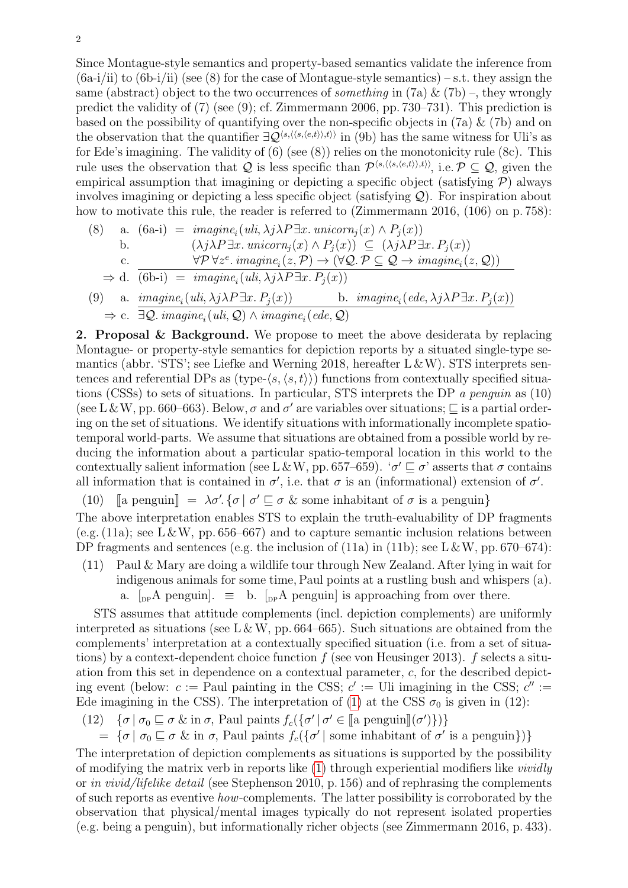Since Montague-style semantics and property-based semantics validate the inference from (6a-i/ii) to (6b-i/ii) (see (8) for the case of Montague-style semantics) – s.t. they assign the same (abstract) object to the two occurrences of *something* in (7a) & (7b) –, they wrongly predict the validity of (7) (see (9); cf. Zimmermann 2006, pp. 730–731). This prediction is based on the possibility of quantifying over the non-specific objects in (7a) & (7b) and on the observation that the quantifier $\exists \mathcal{Q}^{\langle s,\langle\langle s,\langle e,t\rangle\rangle,t\rangle\rangle}$ in (9b) has the same witness for Uli's as for Ede's imagining. The validity of (6) (see (8)) relies on the monotonicity rule (8c). This rule uses the observation that $\mathcal{Q}$ is less specific than $\mathcal{P}^{\langle s,\langle\langle s,\langle e,t\rangle\rangle,t\rangle\rangle}$, i.e. $\mathcal{P} \subseteq \mathcal{Q}$, given the empirical assumption that imagining or depicting a specific object (satisfying $\mathcal{P}$) always involves imagining or depicting a less specific object (satisfying $\mathcal{Q}$). For inspiration about how to motivate this rule, the reader is referred to (Zimmermann 2016, (106) on p. 758):

(8) a. (6a-i) $= \mathit{imagine}_i(\mathit{uli}, \lambda j \lambda P \exists x.\, \mathit{unicorn}_j(x) \wedge P_j(x))$

b. $(\lambda j \lambda P \exists x.\, \mathit{unicorn}_j(x) \wedge P_j(x)) \subseteq (\lambda j \lambda P \exists x.\, P_j(x))$

c. $\forall \mathcal{P}\, \forall z^e.\, \mathit{imagine}_i(z, \mathcal{P}) \rightarrow (\forall \mathcal{Q}.\, \mathcal{P} \subseteq \mathcal{Q} \rightarrow \mathit{imagine}_i(z, \mathcal{Q}))$

$\Rightarrow$ d. (6b-i) $= \mathit{imagine}_i(\mathit{uli}, \lambda j \lambda P \exists x.\, P_j(x))$

(9) a. $\mathit{imagine}_i(\mathit{uli}, \lambda j \lambda P \exists x.\, P_j(x))$ b. $\mathit{imagine}_i(\mathit{ede}, \lambda j \lambda P \exists x.\, P_j(x))$

$\Rightarrow$ c. $\exists \mathcal{Q}.\, \mathit{imagine}_i(\mathit{uli}, \mathcal{Q}) \wedge \mathit{imagine}_i(\mathit{ede}, \mathcal{Q})$

**2. Proposal & Background.** We propose to meet the above desiderata by replacing Montague- or property-style semantics for depiction reports by a situated single-type semantics (abbr. 'STS'; see Liefke and Werning 2018, hereafter L & W). STS interprets sentences and referential DPs as (type-$\langle s, \langle s, t\rangle\rangle$) functions from contextually specified situations (CSSs) to sets of situations. In particular, STS interprets the DP *a penguin* as (10) (see L & W, pp. 660–663). Below, $\sigma$ and $\sigma'$ are variables over situations; $\sqsubseteq$ is a partial ordering on the set of situations. We identify situations with informationally incomplete spatio-temporal world-parts. We assume that situations are obtained from a possible world by reducing the information about a particular spatio-temporal location in this world to the contextually salient information (see L & W, pp. 657–659). '$\sigma' \sqsubseteq \sigma$' asserts that $\sigma$ contains all information that is contained in $\sigma'$, i.e. that $\sigma$ is an (informational) extension of $\sigma'$.

(10) $[\![\text{a penguin}]\!] = \lambda \sigma'.\, \{\sigma \mid \sigma' \sqsubseteq \sigma \;\&\; \text{some inhabitant of } \sigma \text{ is a penguin}\}$

The above interpretation enables STS to explain the truth-evaluability of DP fragments (e.g. (11a); see L & W, pp. 656–667) and to capture semantic inclusion relations between DP fragments and sentences (e.g. the inclusion of (11a) in (11b); see L & W, pp. 670–674):

(11) Paul & Mary are doing a wildlife tour through New Zealand. After lying in wait for indigenous animals for some time, Paul points at a rustling bush and whispers (a).

a. [$_{\text{DP}}$A penguin]. $\equiv$ b. [$_{\text{DP}}$A penguin] is approaching from over there.

STS assumes that attitude complements (incl. depiction complements) are uniformly interpreted as situations (see L & W, pp. 664–665). Such situations are obtained from the complements' interpretation at a contextually specified situation (i.e. from a set of situations) by a context-dependent choice function $f$ (see von Heusinger 2013). $f$ selects a situation from this set in dependence on a contextual parameter, $c$, for the described depicting event (below: $c :=$ Paul painting in the CSS; $c' :=$ Uli imagining in the CSS; $c'' :=$ Ede imagining in the CSS). The interpretation of (1) at the CSS $\sigma_0$ is given in (12):

(12) $\{\sigma \mid \sigma_0 \sqsubseteq \sigma \;\&\; \text{in } \sigma, \text{ Paul paints } f_c(\{\sigma' \mid \sigma' \in [\![\text{a penguin}]\!](\sigma')\})\}$

$= \{\sigma \mid \sigma_0 \sqsubseteq \sigma \;\&\; \text{in } \sigma, \text{ Paul paints } f_c(\{\sigma' \mid \text{some inhabitant of } \sigma' \text{ is a penguin}\})\}$

The interpretation of depiction complements as situations is supported by the possibility of modifying the matrix verb in reports like (1) through experiential modifiers like *vividly* or *in vivid/lifelike detail* (see Stephenson 2010, p. 156) and of rephrasing the complements of such reports as eventive *how*-complements. The latter possibility is corroborated by the observation that physical/mental images typically do not represent isolated properties (e.g. being a penguin), but informationally richer objects (see Zimmermann 2016, p. 433).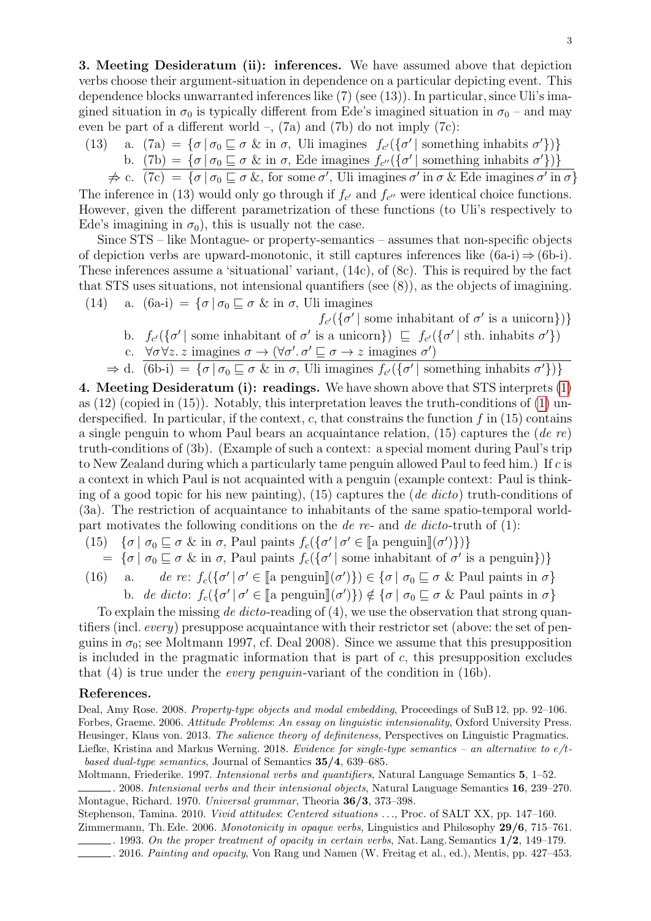**3. Meeting Desideratum (ii): inferences.** We have assumed above that depiction verbs choose their argument-situation in dependence on a particular depicting event. This dependence blocks unwarranted inferences like (7) (see (13)). In particular, since Uli's imagined situation in $\sigma_0$ is typically different from Ede's imagined situation in $\sigma_0$ – and may even be part of a different world –, (7a) and (7b) do not imply (7c):

(13) a. (7a) $= \{\sigma \mid \sigma_0 \sqsubseteq \sigma$ & in $\sigma$, Uli imagines $f_{c'}(\{\sigma' \mid$ something inhabits $\sigma'\})\}$

b. (7b) $= \{\sigma \mid \sigma_0 \sqsubseteq \sigma$ & in $\sigma$, Ede imagines $f_{c''}(\{\sigma' \mid$ something inhabits $\sigma'\})\}$

$\not\Rightarrow$ c. (7c) $= \{\sigma \mid \sigma_0 \sqsubseteq \sigma$ &, for some $\sigma'$, Uli imagines $\sigma'$ in $\sigma$ & Ede imagines $\sigma'$ in $\sigma\}$

The inference in (13) would only go through if $f_{c'}$ and $f_{c''}$ were identical choice functions. However, given the different parametrization of these functions (to Uli's respectively to Ede's imagining in $\sigma_0$), this is usually not the case.

Since STS – like Montague- or property-semantics – assumes that non-specific objects of depiction verbs are upward-monotonic, it still captures inferences like (6a-i) $\Rightarrow$ (6b-i). These inferences assume a 'situational' variant, (14c), of (8c). This is required by the fact that STS uses situations, not intensional quantifiers (see (8)), as the objects of imagining.

(14) a. (6a-i) $= \{\sigma \mid \sigma_0 \sqsubseteq \sigma$ & in $\sigma$, Uli imagines $f_{c'}(\{\sigma' \mid$ some inhabitant of $\sigma'$ is a unicorn$\})\}$

b. $f_{c'}(\{\sigma' \mid$ some inhabitant of $\sigma'$ is a unicorn$\}) \sqsubseteq f_{c'}(\{\sigma' \mid$ sth. inhabits $\sigma'\})$

c. $\forall \sigma \forall z.\, z$ imagines $\sigma \rightarrow (\forall \sigma'.\, \sigma' \sqsubseteq \sigma \rightarrow z$ imagines $\sigma')$

$\Rightarrow$ d. (6b-i) $= \{\sigma \mid \sigma_0 \sqsubseteq \sigma$ & in $\sigma$, Uli imagines $f_{c'}(\{\sigma' \mid$ something inhabits $\sigma'\})\}$

**4. Meeting Desideratum (i): readings.** We have shown above that STS interprets (1) as (12) (copied in (15)). Notably, this interpretation leaves the truth-conditions of (1) underspecified. In particular, if the context, $c$, that constrains the function $f$ in (15) contains a single penguin to whom Paul bears an acquaintance relation, (15) captures the (*de re*) truth-conditions of (3b). (Example of such a context: a special moment during Paul's trip to New Zealand during which a particularly tame penguin allowed Paul to feed him.) If $c$ is a context in which Paul is not acquainted with a penguin (example context: Paul is thinking of a good topic for his new painting), (15) captures the (*de dicto*) truth-conditions of (3a). The restriction of acquaintance to inhabitants of the same spatio-temporal world-part motivates the following conditions on the *de re-* and *de dicto*-truth of (1):

(15) $\{\sigma \mid \sigma_0 \sqsubseteq \sigma$ & in $\sigma$, Paul paints $f_c(\{\sigma' \mid \sigma' \in [\![\text{a penguin}]\!](\sigma')\})\}$

$= \{\sigma \mid \sigma_0 \sqsubseteq \sigma$ & in $\sigma$, Paul paints $f_c(\{\sigma' \mid$ some inhabitant of $\sigma'$ is a penguin$\})\}$

(16) a. *de re*: $f_c(\{\sigma' \mid \sigma' \in [\![\text{a penguin}]\!](\sigma')\}) \in \{\sigma \mid \sigma_0 \sqsubseteq \sigma$ & Paul paints in $\sigma\}$

b. *de dicto*: $f_c(\{\sigma' \mid \sigma' \in [\![\text{a penguin}]\!](\sigma')\}) \notin \{\sigma \mid \sigma_0 \sqsubseteq \sigma$ & Paul paints in $\sigma\}$

To explain the missing *de dicto*-reading of (4), we use the observation that strong quantifiers (incl. *every*) presuppose acquaintance with their restrictor set (above: the set of penguins in $\sigma_0$; see Moltmann 1997, cf. Deal 2008). Since we assume that this presupposition is included in the pragmatic information that is part of $c$, this presupposition excludes that (4) is true under the *every penguin*-variant of the condition in (16b).

## References.

Deal, Amy Rose. 2008. *Property-type objects and modal embedding*, Proceedings of SuB 12, pp. 92–106.

Forbes, Graeme. 2006. *Attitude Problems: An essay on linguistic intensionality*, Oxford University Press.

Heusinger, Klaus von. 2013. *The salience theory of definiteness*, Perspectives on Linguistic Pragmatics.

Liefke, Kristina and Markus Werning. 2018. *Evidence for single-type semantics – an alternative to e/t-based dual-type semantics*, Journal of Semantics **35/4**, 639–685.

Moltmann, Friederike. 1997. *Intensional verbs and quantifiers*, Natural Language Semantics **5**, 1–52.

\_\_\_\_\_\_. 2008. *Intensional verbs and their intensional objects*, Natural Language Semantics **16**, 239–270.

Montague, Richard. 1970. *Universal grammar*, Theoria **36/3**, 373–398.

Stephenson, Tamina. 2010. *Vivid attitudes: Centered situations ...*, Proc. of SALT XX, pp. 147–160.

Zimmermann, Th. Ede. 2006. *Monotonicity in opaque verbs*, Linguistics and Philosophy **29/6**, 715–761.

\_\_\_\_\_\_. 1993. *On the proper treatment of opacity in certain verbs*, Nat. Lang. Semantics **1/2**, 149–179.

\_\_\_\_\_\_. 2016. *Painting and opacity*, Von Rang und Namen (W. Freitag et al., ed.), Mentis, pp. 427–453.